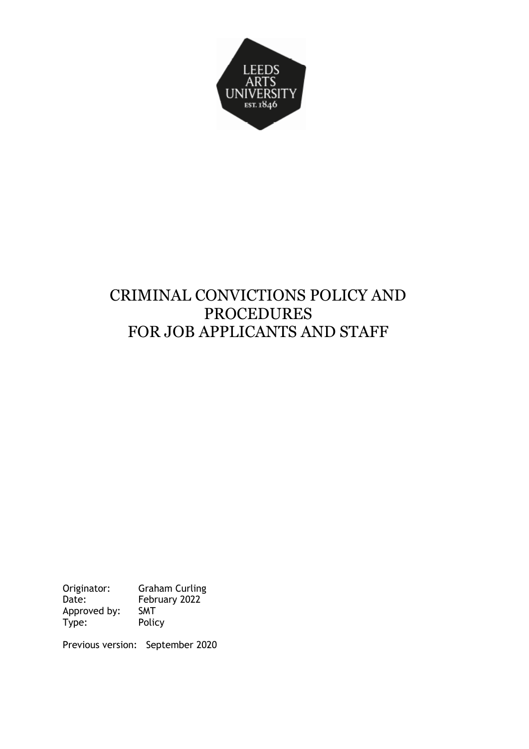LEEDS ARTS UNIVERSITY EST. 1846

# CRIMINAL CONVICTIONS POLICY AND PROCEDURES FOR JOB APPLICANTS AND STAFF

Originator: Graham Curling
Date: February 2022
Approved by: SMT
Type: Policy

Previous version: September 2020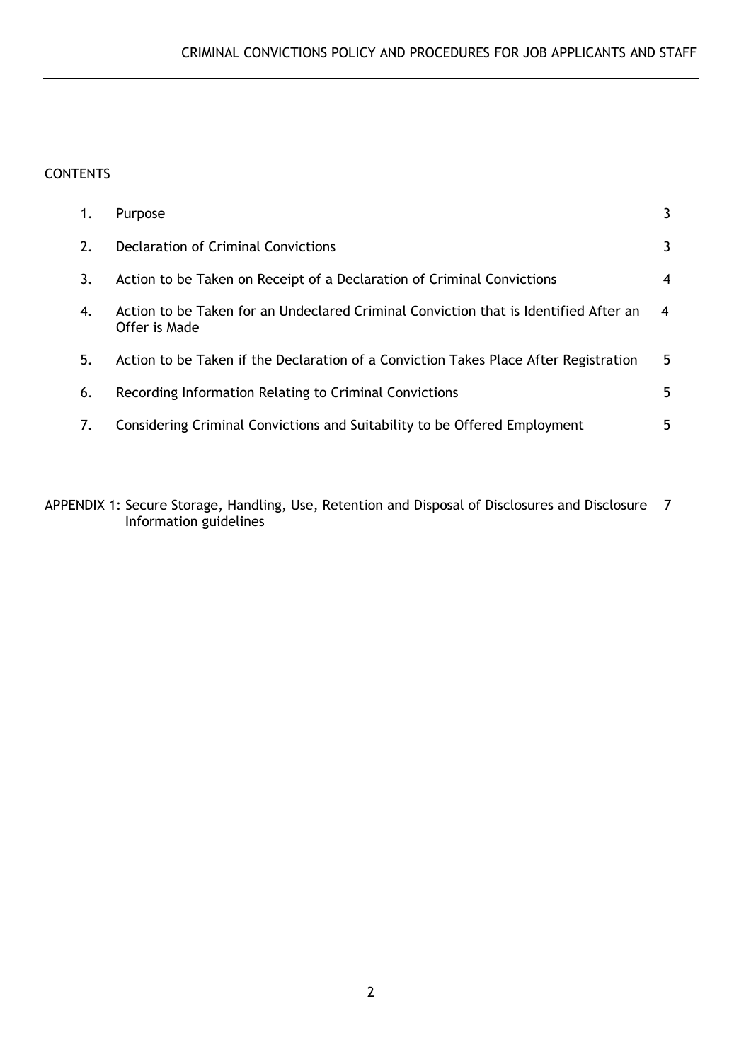CONTENTS

| | | |
|---|---|---|
| 1. | Purpose | 3 |
| 2. | Declaration of Criminal Convictions | 3 |
| 3. | Action to be Taken on Receipt of a Declaration of Criminal Convictions | 4 |
| 4. | Action to be Taken for an Undeclared Criminal Conviction that is Identified After an Offer is Made | 4 |
| 5. | Action to be Taken if the Declaration of a Conviction Takes Place After Registration | 5 |
| 6. | Recording Information Relating to Criminal Convictions | 5 |
| 7. | Considering Criminal Convictions and Suitability to be Offered Employment | 5 |

APPENDIX 1: Secure Storage, Handling, Use, Retention and Disposal of Disclosures and Disclosure Information guidelines 7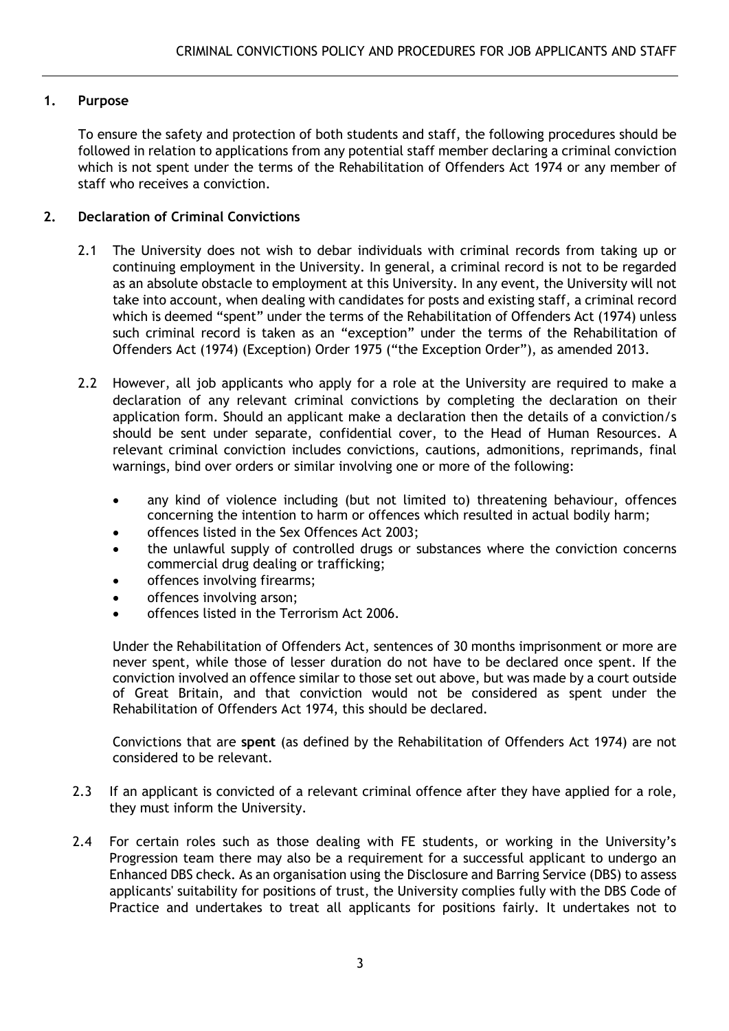## 1. Purpose

To ensure the safety and protection of both students and staff, the following procedures should be followed in relation to applications from any potential staff member declaring a criminal conviction which is not spent under the terms of the Rehabilitation of Offenders Act 1974 or any member of staff who receives a conviction.

## 2. Declaration of Criminal Convictions

2.1 The University does not wish to debar individuals with criminal records from taking up or continuing employment in the University. In general, a criminal record is not to be regarded as an absolute obstacle to employment at this University. In any event, the University will not take into account, when dealing with candidates for posts and existing staff, a criminal record which is deemed "spent" under the terms of the Rehabilitation of Offenders Act (1974) unless such criminal record is taken as an "exception" under the terms of the Rehabilitation of Offenders Act (1974) (Exception) Order 1975 ("the Exception Order"), as amended 2013.

2.2 However, all job applicants who apply for a role at the University are required to make a declaration of any relevant criminal convictions by completing the declaration on their application form. Should an applicant make a declaration then the details of a conviction/s should be sent under separate, confidential cover, to the Head of Human Resources. A relevant criminal conviction includes convictions, cautions, admonitions, reprimands, final warnings, bind over orders or similar involving one or more of the following:

- any kind of violence including (but not limited to) threatening behaviour, offences concerning the intention to harm or offences which resulted in actual bodily harm;
- offences listed in the Sex Offences Act 2003;
- the unlawful supply of controlled drugs or substances where the conviction concerns commercial drug dealing or trafficking;
- offences involving firearms;
- offences involving arson;
- offences listed in the Terrorism Act 2006.

Under the Rehabilitation of Offenders Act, sentences of 30 months imprisonment or more are never spent, while those of lesser duration do not have to be declared once spent. If the conviction involved an offence similar to those set out above, but was made by a court outside of Great Britain, and that conviction would not be considered as spent under the Rehabilitation of Offenders Act 1974, this should be declared.

Convictions that are **spent** (as defined by the Rehabilitation of Offenders Act 1974) are not considered to be relevant.

2.3 If an applicant is convicted of a relevant criminal offence after they have applied for a role, they must inform the University.

2.4 For certain roles such as those dealing with FE students, or working in the University's Progression team there may also be a requirement for a successful applicant to undergo an Enhanced DBS check. As an organisation using the Disclosure and Barring Service (DBS) to assess applicants' suitability for positions of trust, the University complies fully with the DBS Code of Practice and undertakes to treat all applicants for positions fairly. It undertakes not to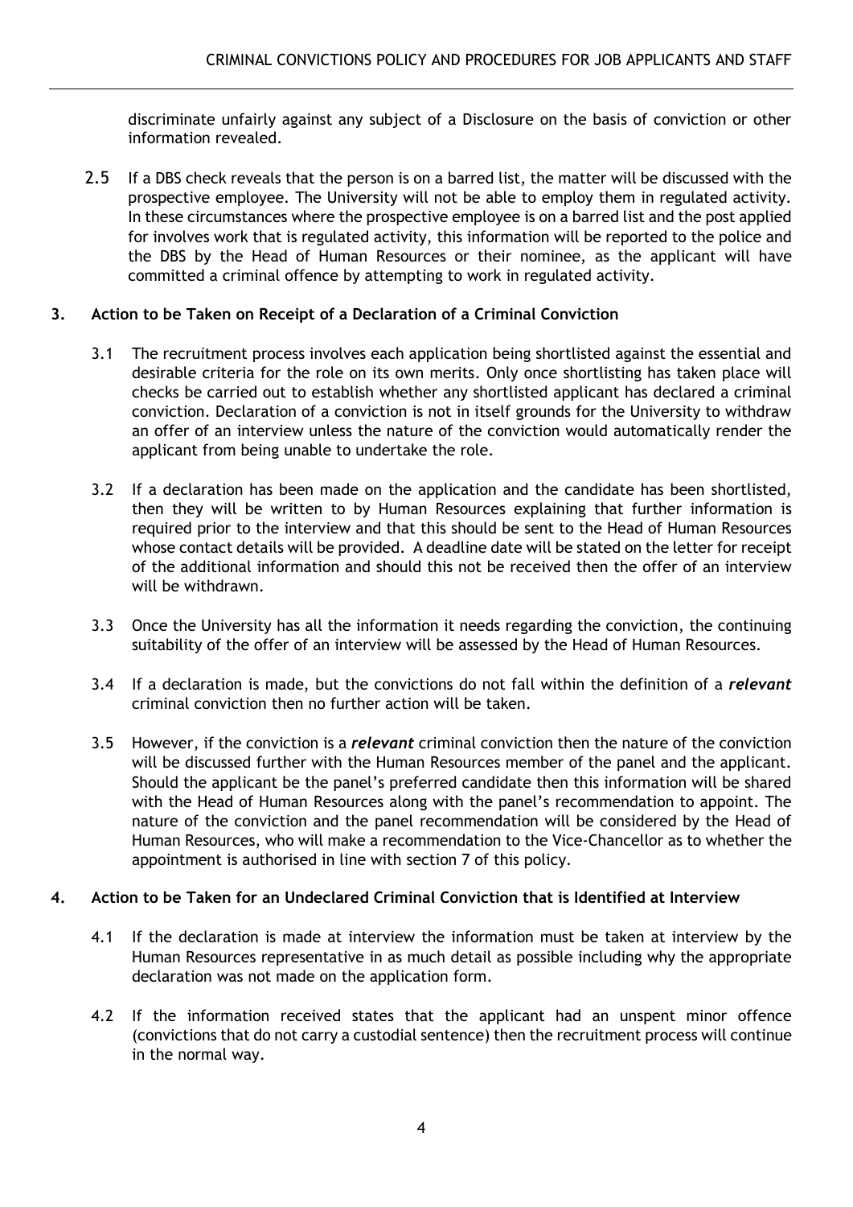discriminate unfairly against any subject of a Disclosure on the basis of conviction or other information revealed.

2.5 If a DBS check reveals that the person is on a barred list, the matter will be discussed with the prospective employee. The University will not be able to employ them in regulated activity. In these circumstances where the prospective employee is on a barred list and the post applied for involves work that is regulated activity, this information will be reported to the police and the DBS by the Head of Human Resources or their nominee, as the applicant will have committed a criminal offence by attempting to work in regulated activity.

## 3. Action to be Taken on Receipt of a Declaration of a Criminal Conviction

3.1 The recruitment process involves each application being shortlisted against the essential and desirable criteria for the role on its own merits. Only once shortlisting has taken place will checks be carried out to establish whether any shortlisted applicant has declared a criminal conviction. Declaration of a conviction is not in itself grounds for the University to withdraw an offer of an interview unless the nature of the conviction would automatically render the applicant from being unable to undertake the role.

3.2 If a declaration has been made on the application and the candidate has been shortlisted, then they will be written to by Human Resources explaining that further information is required prior to the interview and that this should be sent to the Head of Human Resources whose contact details will be provided. A deadline date will be stated on the letter for receipt of the additional information and should this not be received then the offer of an interview will be withdrawn.

3.3 Once the University has all the information it needs regarding the conviction, the continuing suitability of the offer of an interview will be assessed by the Head of Human Resources.

3.4 If a declaration is made, but the convictions do not fall within the definition of a ***relevant*** criminal conviction then no further action will be taken.

3.5 However, if the conviction is a ***relevant*** criminal conviction then the nature of the conviction will be discussed further with the Human Resources member of the panel and the applicant. Should the applicant be the panel's preferred candidate then this information will be shared with the Head of Human Resources along with the panel's recommendation to appoint. The nature of the conviction and the panel recommendation will be considered by the Head of Human Resources, who will make a recommendation to the Vice-Chancellor as to whether the appointment is authorised in line with section 7 of this policy.

## 4. Action to be Taken for an Undeclared Criminal Conviction that is Identified at Interview

4.1 If the declaration is made at interview the information must be taken at interview by the Human Resources representative in as much detail as possible including why the appropriate declaration was not made on the application form.

4.2 If the information received states that the applicant had an unspent minor offence (convictions that do not carry a custodial sentence) then the recruitment process will continue in the normal way.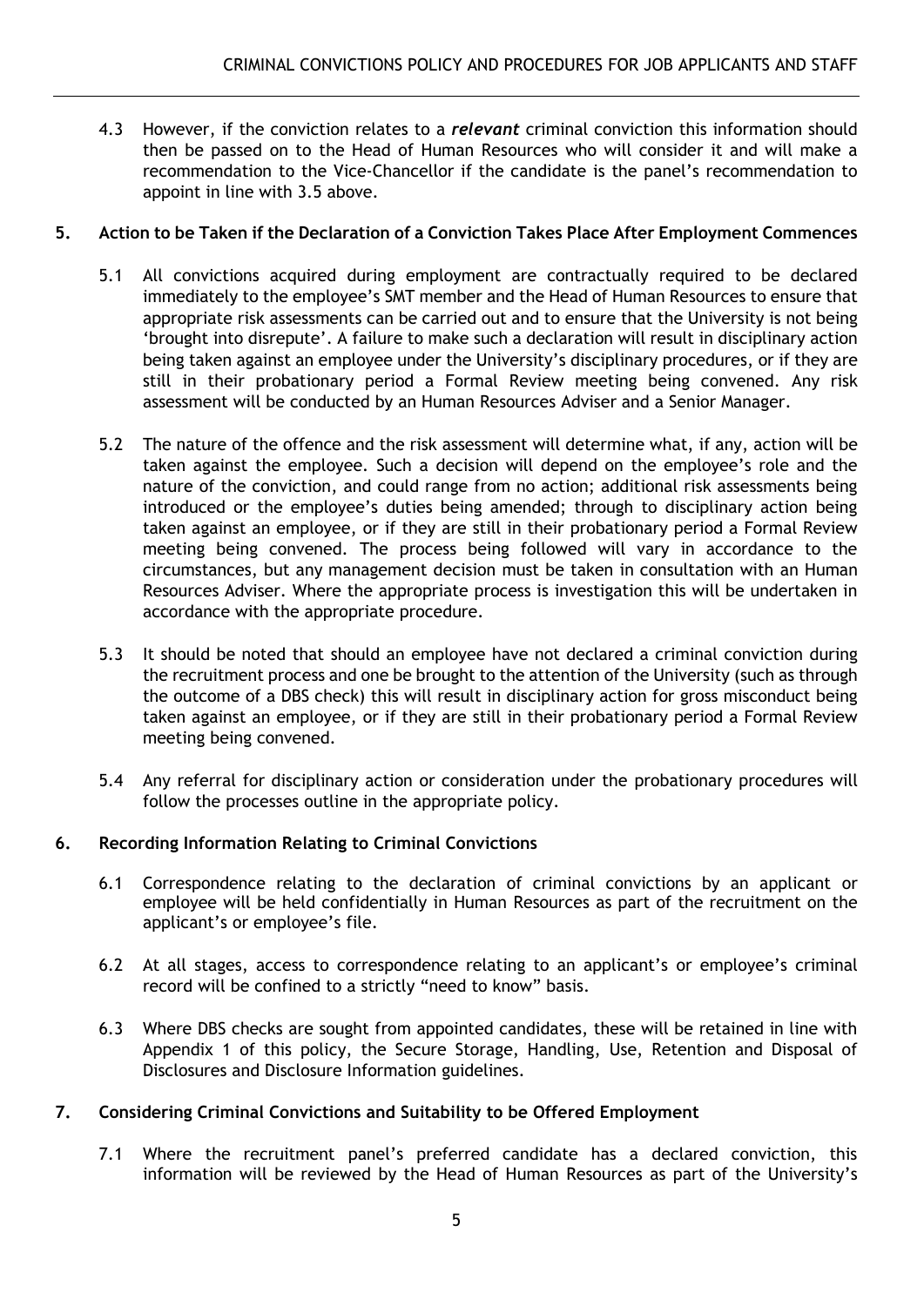4.3 However, if the conviction relates to a ***relevant*** criminal conviction this information should then be passed on to the Head of Human Resources who will consider it and will make a recommendation to the Vice-Chancellor if the candidate is the panel's recommendation to appoint in line with 3.5 above.

## 5. Action to be Taken if the Declaration of a Conviction Takes Place After Employment Commences

5.1 All convictions acquired during employment are contractually required to be declared immediately to the employee's SMT member and the Head of Human Resources to ensure that appropriate risk assessments can be carried out and to ensure that the University is not being 'brought into disrepute'. A failure to make such a declaration will result in disciplinary action being taken against an employee under the University's disciplinary procedures, or if they are still in their probationary period a Formal Review meeting being convened. Any risk assessment will be conducted by an Human Resources Adviser and a Senior Manager.

5.2 The nature of the offence and the risk assessment will determine what, if any, action will be taken against the employee. Such a decision will depend on the employee's role and the nature of the conviction, and could range from no action; additional risk assessments being introduced or the employee's duties being amended; through to disciplinary action being taken against an employee, or if they are still in their probationary period a Formal Review meeting being convened. The process being followed will vary in accordance to the circumstances, but any management decision must be taken in consultation with an Human Resources Adviser. Where the appropriate process is investigation this will be undertaken in accordance with the appropriate procedure.

5.3 It should be noted that should an employee have not declared a criminal conviction during the recruitment process and one be brought to the attention of the University (such as through the outcome of a DBS check) this will result in disciplinary action for gross misconduct being taken against an employee, or if they are still in their probationary period a Formal Review meeting being convened.

5.4 Any referral for disciplinary action or consideration under the probationary procedures will follow the processes outline in the appropriate policy.

## 6. Recording Information Relating to Criminal Convictions

6.1 Correspondence relating to the declaration of criminal convictions by an applicant or employee will be held confidentially in Human Resources as part of the recruitment on the applicant's or employee's file.

6.2 At all stages, access to correspondence relating to an applicant's or employee's criminal record will be confined to a strictly "need to know" basis.

6.3 Where DBS checks are sought from appointed candidates, these will be retained in line with Appendix 1 of this policy, the Secure Storage, Handling, Use, Retention and Disposal of Disclosures and Disclosure Information guidelines.

## 7. Considering Criminal Convictions and Suitability to be Offered Employment

7.1 Where the recruitment panel's preferred candidate has a declared conviction, this information will be reviewed by the Head of Human Resources as part of the University's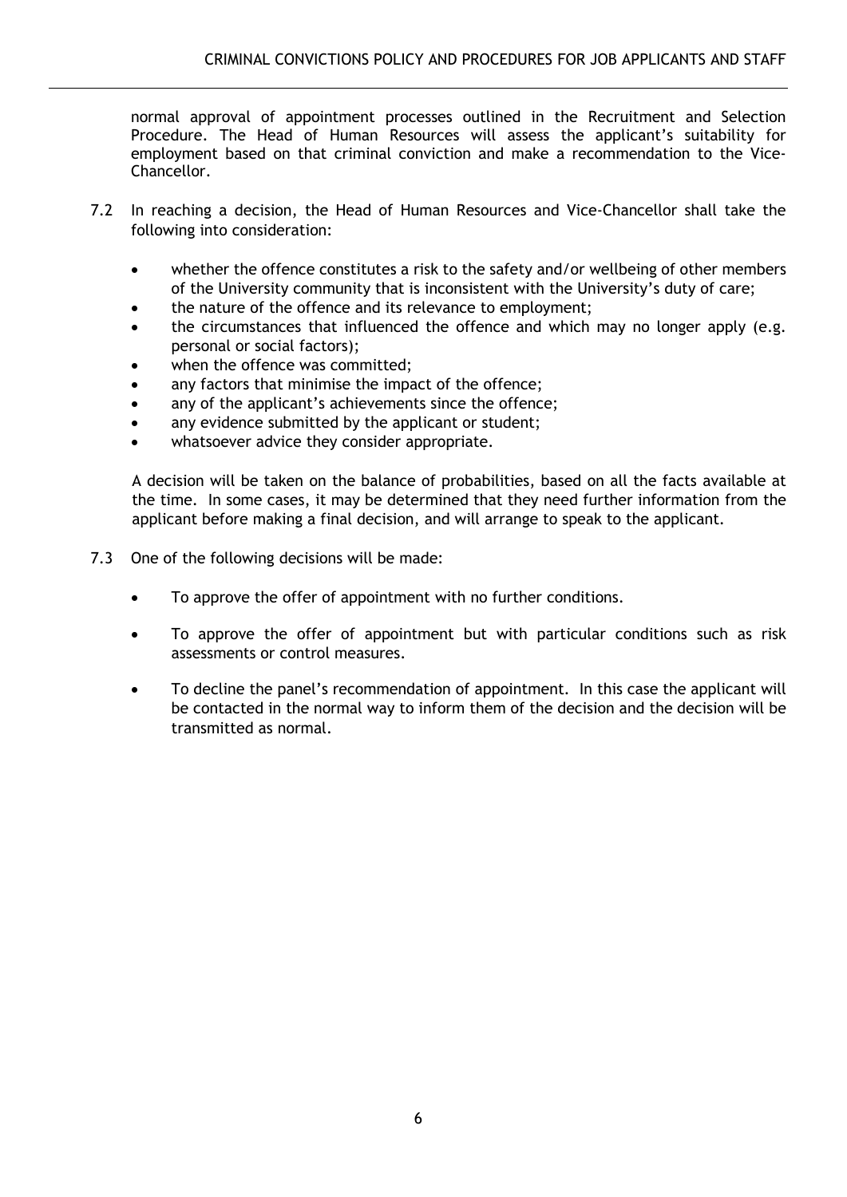normal approval of appointment processes outlined in the Recruitment and Selection Procedure. The Head of Human Resources will assess the applicant's suitability for employment based on that criminal conviction and make a recommendation to the Vice-Chancellor.

7.2 In reaching a decision, the Head of Human Resources and Vice-Chancellor shall take the following into consideration:

- whether the offence constitutes a risk to the safety and/or wellbeing of other members of the University community that is inconsistent with the University's duty of care;
- the nature of the offence and its relevance to employment;
- the circumstances that influenced the offence and which may no longer apply (e.g. personal or social factors);
- when the offence was committed;
- any factors that minimise the impact of the offence;
- any of the applicant's achievements since the offence;
- any evidence submitted by the applicant or student;
- whatsoever advice they consider appropriate.

A decision will be taken on the balance of probabilities, based on all the facts available at the time. In some cases, it may be determined that they need further information from the applicant before making a final decision, and will arrange to speak to the applicant.

7.3 One of the following decisions will be made:

- To approve the offer of appointment with no further conditions.
- To approve the offer of appointment but with particular conditions such as risk assessments or control measures.
- To decline the panel's recommendation of appointment. In this case the applicant will be contacted in the normal way to inform them of the decision and the decision will be transmitted as normal.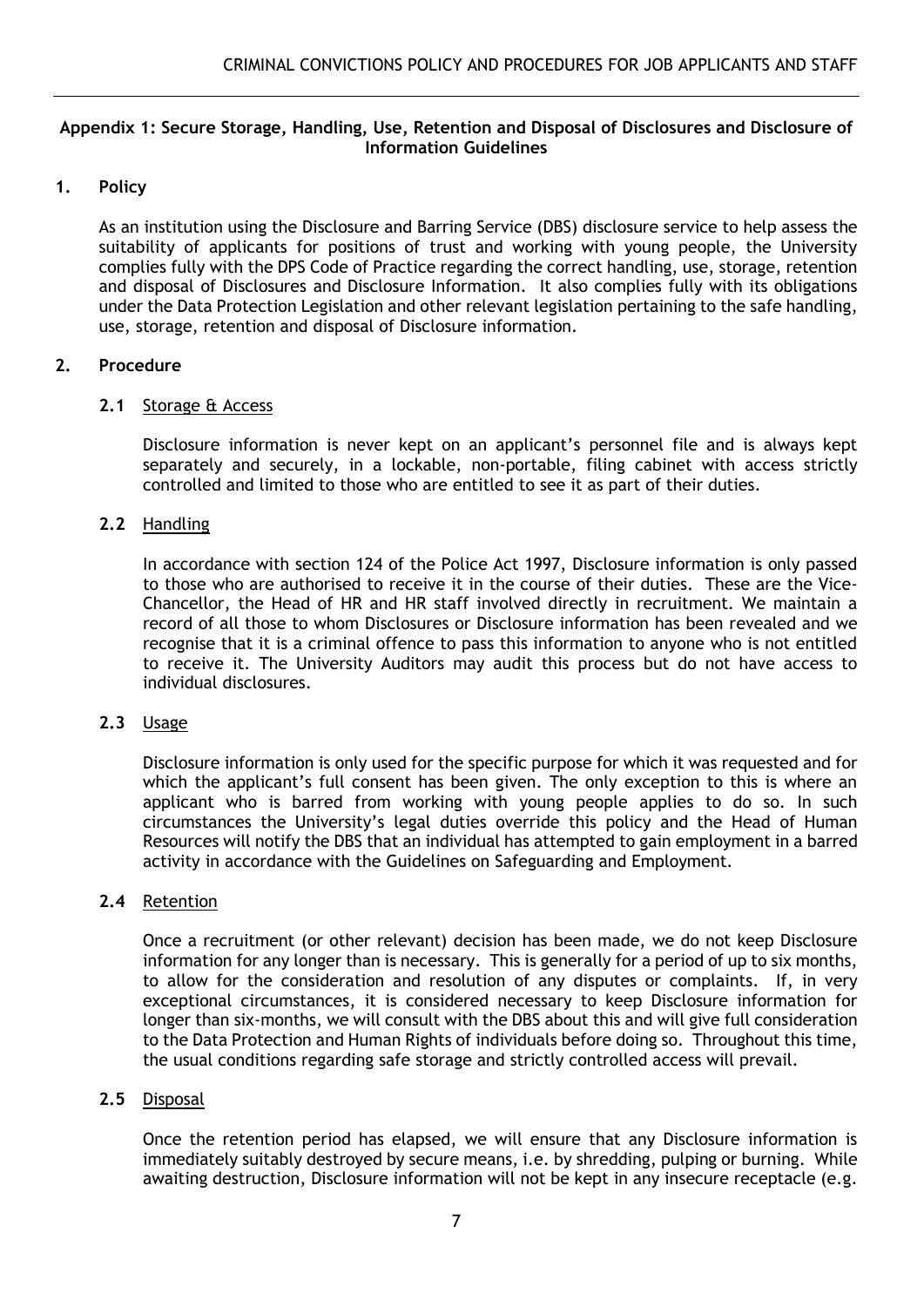## Appendix 1: Secure Storage, Handling, Use, Retention and Disposal of Disclosures and Disclosure of Information Guidelines

### 1. Policy

As an institution using the Disclosure and Barring Service (DBS) disclosure service to help assess the suitability of applicants for positions of trust and working with young people, the University complies fully with the DPS Code of Practice regarding the correct handling, use, storage, retention and disposal of Disclosures and Disclosure Information. It also complies fully with its obligations under the Data Protection Legislation and other relevant legislation pertaining to the safe handling, use, storage, retention and disposal of Disclosure information.

### 2. Procedure

**2.1** Storage & Access

Disclosure information is never kept on an applicant's personnel file and is always kept separately and securely, in a lockable, non-portable, filing cabinet with access strictly controlled and limited to those who are entitled to see it as part of their duties.

**2.2** Handling

In accordance with section 124 of the Police Act 1997, Disclosure information is only passed to those who are authorised to receive it in the course of their duties. These are the Vice-Chancellor, the Head of HR and HR staff involved directly in recruitment. We maintain a record of all those to whom Disclosures or Disclosure information has been revealed and we recognise that it is a criminal offence to pass this information to anyone who is not entitled to receive it. The University Auditors may audit this process but do not have access to individual disclosures.

**2.3** Usage

Disclosure information is only used for the specific purpose for which it was requested and for which the applicant's full consent has been given. The only exception to this is where an applicant who is barred from working with young people applies to do so. In such circumstances the University's legal duties override this policy and the Head of Human Resources will notify the DBS that an individual has attempted to gain employment in a barred activity in accordance with the Guidelines on Safeguarding and Employment.

**2.4** Retention

Once a recruitment (or other relevant) decision has been made, we do not keep Disclosure information for any longer than is necessary. This is generally for a period of up to six months, to allow for the consideration and resolution of any disputes or complaints. If, in very exceptional circumstances, it is considered necessary to keep Disclosure information for longer than six-months, we will consult with the DBS about this and will give full consideration to the Data Protection and Human Rights of individuals before doing so. Throughout this time, the usual conditions regarding safe storage and strictly controlled access will prevail.

**2.5** Disposal

Once the retention period has elapsed, we will ensure that any Disclosure information is immediately suitably destroyed by secure means, i.e. by shredding, pulping or burning. While awaiting destruction, Disclosure information will not be kept in any insecure receptacle (e.g.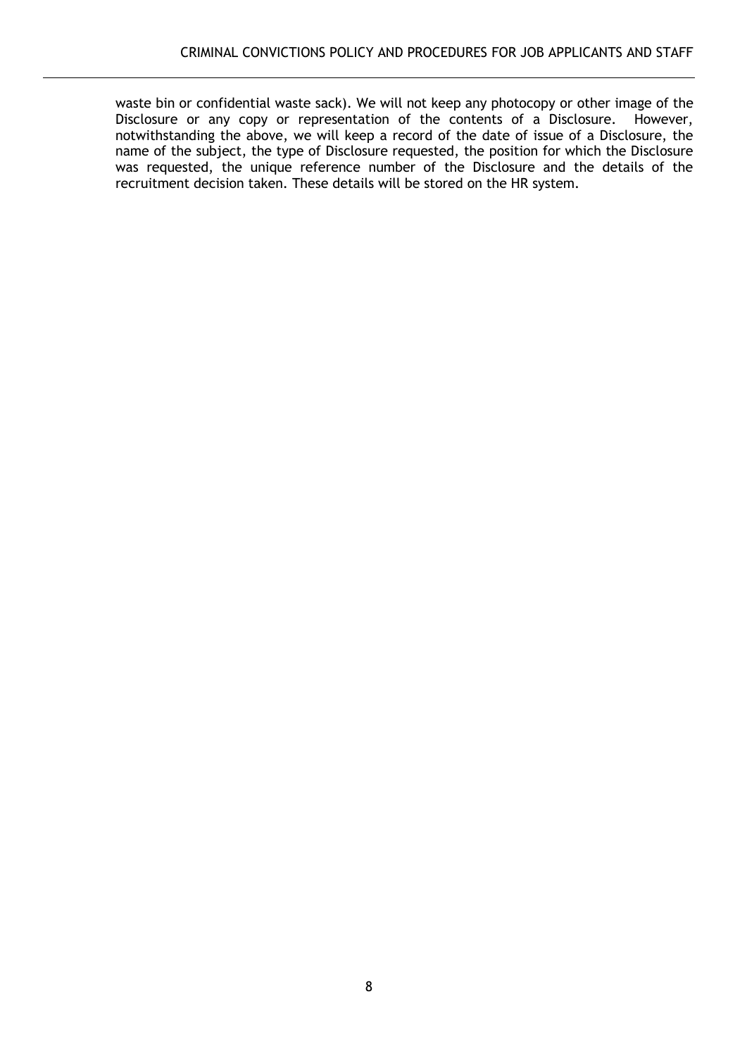waste bin or confidential waste sack). We will not keep any photocopy or other image of the Disclosure or any copy or representation of the contents of a Disclosure. However, notwithstanding the above, we will keep a record of the date of issue of a Disclosure, the name of the subject, the type of Disclosure requested, the position for which the Disclosure was requested, the unique reference number of the Disclosure and the details of the recruitment decision taken. These details will be stored on the HR system.